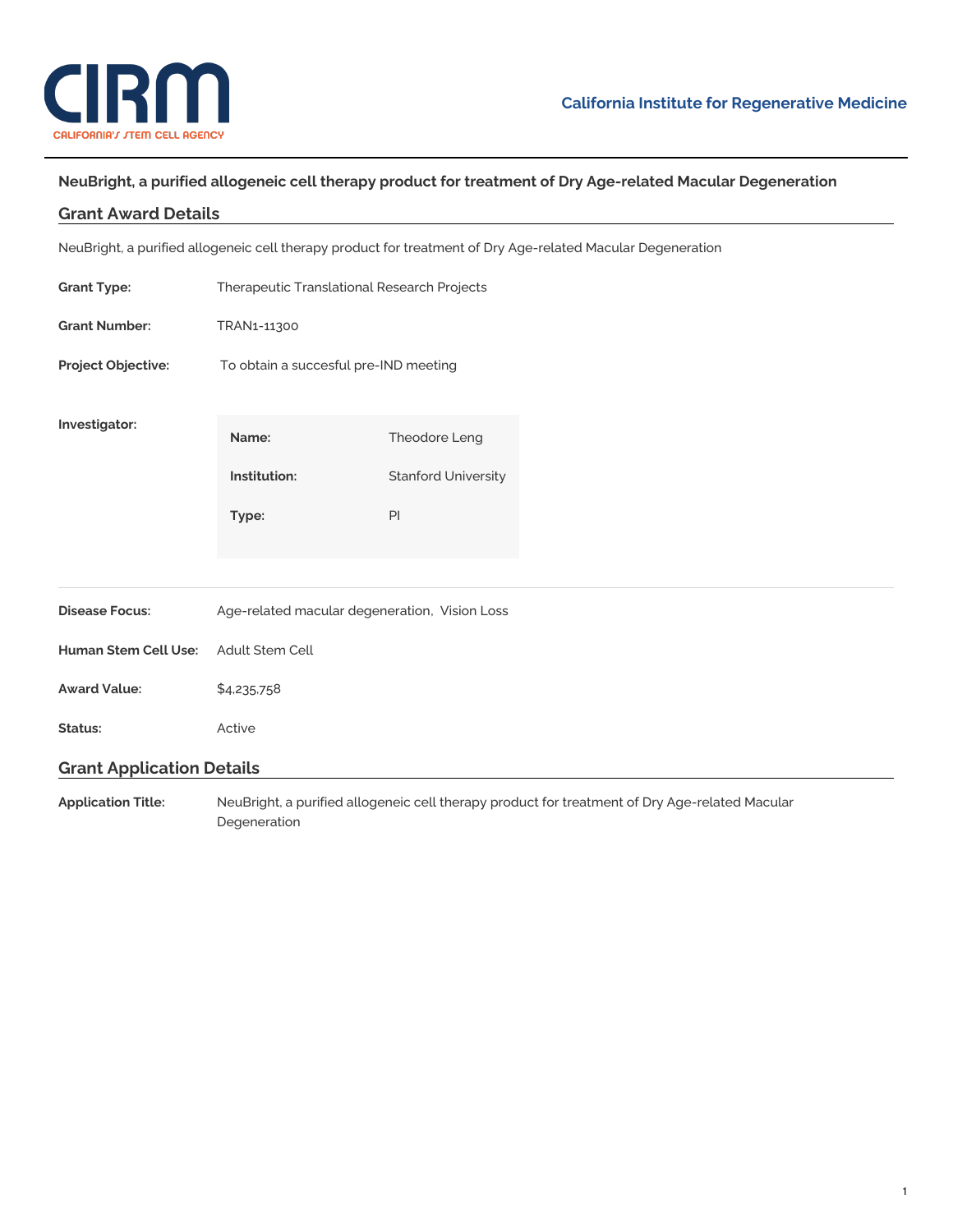CIRM
CALIFORNIA'S STEM CELL AGENCY

**California Institute for Regenerative Medicine**

# NeuBright, a purified allogeneic cell therapy product for treatment of Dry Age-related Macular Degeneration

## Grant Award Details

NeuBright, a purified allogeneic cell therapy product for treatment of Dry Age-related Macular Degeneration

**Grant Type:** Therapeutic Translational Research Projects

**Grant Number:** TRAN1-11300

**Project Objective:** To obtain a succesful pre-IND meeting

**Investigator:**

| | |
|---|---|
| **Name:** | Theodore Leng |
| **Institution:** | Stanford University |
| **Type:** | PI |

**Disease Focus:** Age-related macular degeneration, Vision Loss

**Human Stem Cell Use:** Adult Stem Cell

**Award Value:** $4,235,758

**Status:** Active

## Grant Application Details

**Application Title:** NeuBright, a purified allogeneic cell therapy product for treatment of Dry Age-related Macular Degeneration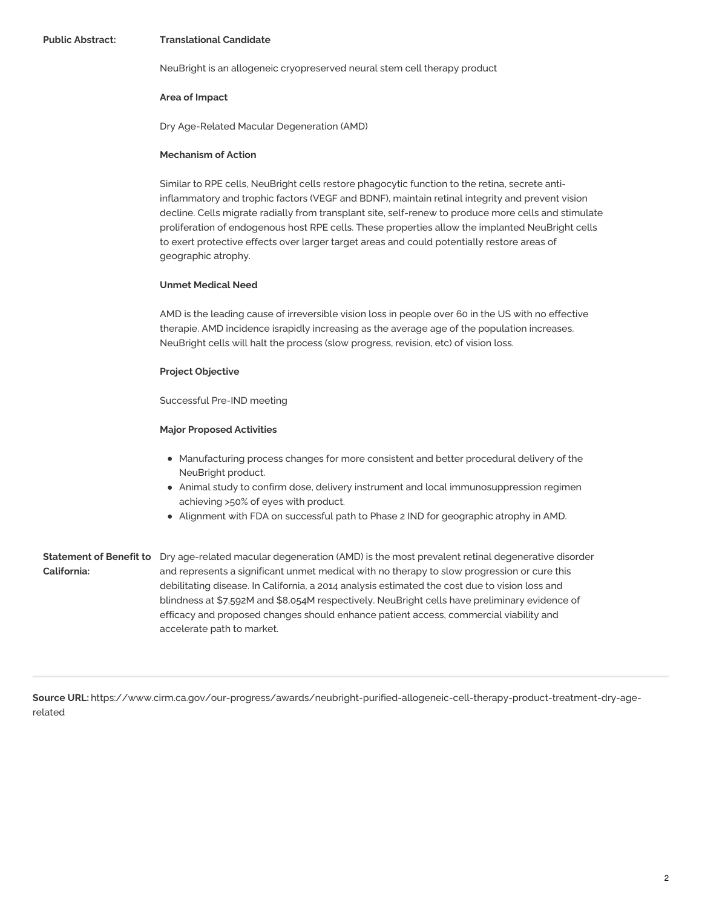**Public Abstract:**

**Translational Candidate**

NeuBright is an allogeneic cryopreserved neural stem cell therapy product

**Area of Impact**

Dry Age-Related Macular Degeneration (AMD)

**Mechanism of Action**

Similar to RPE cells, NeuBright cells restore phagocytic function to the retina, secrete anti-inflammatory and trophic factors (VEGF and BDNF), maintain retinal integrity and prevent vision decline. Cells migrate radially from transplant site, self-renew to produce more cells and stimulate proliferation of endogenous host RPE cells. These properties allow the implanted NeuBright cells to exert protective effects over larger target areas and could potentially restore areas of geographic atrophy.

**Unmet Medical Need**

AMD is the leading cause of irreversible vision loss in people over 60 in the US with no effective therapie. AMD incidence israpidly increasing as the average age of the population increases. NeuBright cells will halt the process (slow progress, revision, etc) of vision loss.

**Project Objective**

Successful Pre-IND meeting

**Major Proposed Activities**

- Manufacturing process changes for more consistent and better procedural delivery of the NeuBright product.
- Animal study to confirm dose, delivery instrument and local immunosuppression regimen achieving >50% of eyes with product.
- Alignment with FDA on successful path to Phase 2 IND for geographic atrophy in AMD.

**Statement of Benefit to California:**

Dry age-related macular degeneration (AMD) is the most prevalent retinal degenerative disorder and represents a significant unmet medical with no therapy to slow progression or cure this debilitating disease. In California, a 2014 analysis estimated the cost due to vision loss and blindness at $7,592M and $8,054M respectively. NeuBright cells have preliminary evidence of efficacy and proposed changes should enhance patient access, commercial viability and accelerate path to market.

---

**Source URL:** https://www.cirm.ca.gov/our-progress/awards/neubright-purified-allogeneic-cell-therapy-product-treatment-dry-age-related